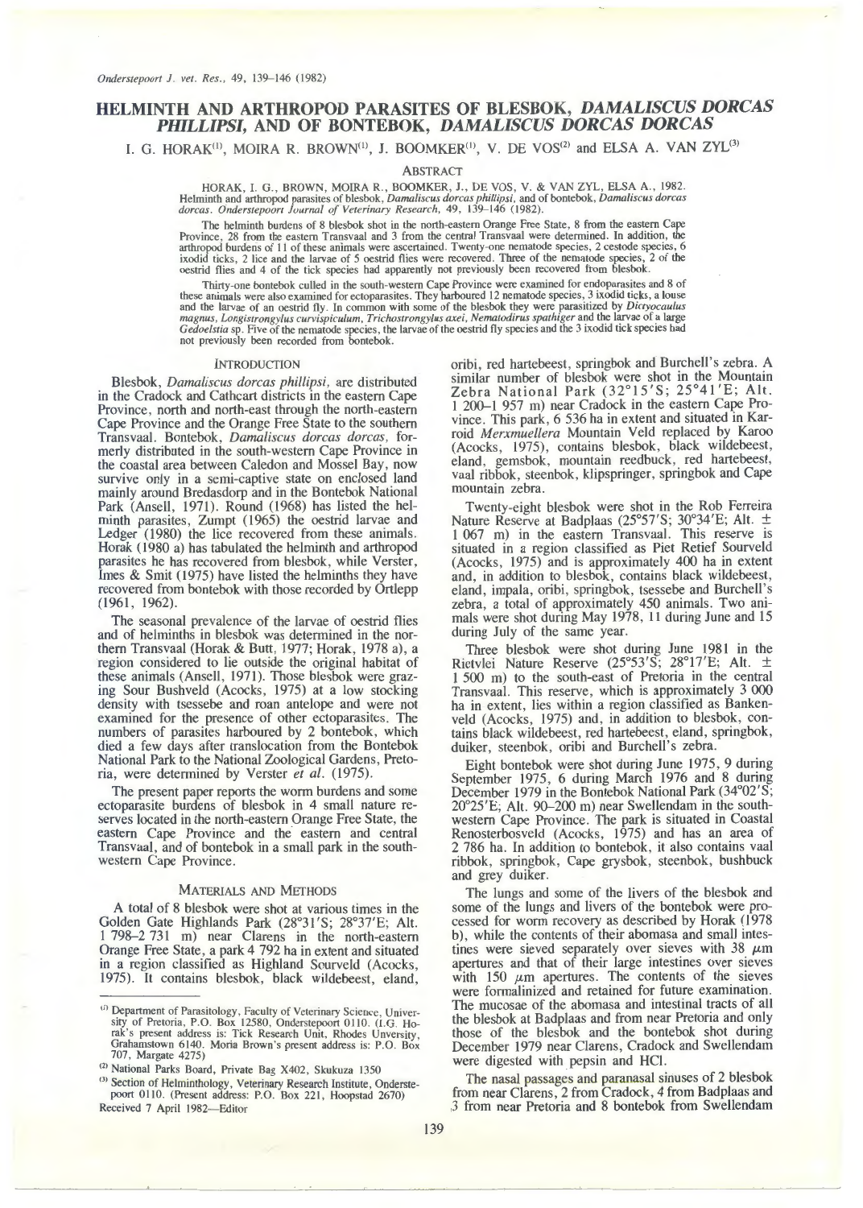# HELMINTH AND ARTHROPOD PARASITES OF BLESBOK, *DAMALISCUS DORCAS PHILLIPSI*, AND OF BONTEBOK, *DAMALISCUS DORCAS DORCAS*

I. G. HORAK[(1)], MOIRA R. BROWN[(1)], J. BOOMKER[(1)], V. DE VOS[(2)] and ELSA A. VAN ZYL[(3)]

## ABSTRACT

HORAK, I. G., BROWN, MOIRA R., BOOMKER, J., DE VOS, V. & VAN ZYL, ELSA A., 1982. Helminth and arthropod parasites of blesbok, *Damaliscus dorcas phillipsi*, and of bontebok, *Damaliscus dorcas dorcas*. *Onderstepoort Journal of Veterinary Research*, 49, 139–146 (1982).

The helminth burdens of 8 blesbok shot in the north-eastern Orange Free State, 8 from the eastern Cape Province, 28 from the eastern Transvaal and 3 from the central Transvaal were determined. In addition, the arthropod burdens of 11 of these animals were ascertained. Twenty-one nematode species, 2 cestode species, 6 ixodid ticks, 2 lice and the larvae of 5 oestrid flies were recovered. Three of the nematode species, 2 of the oestrid flies and 4 of the tick species had apparently not previously been recovered from blesbok.

Thirty-one bontebok culled in the south-western Cape Province were examined for endoparasites and 8 of these animals were also examined for ectoparasites. They harboured 12 nematode species, 3 ixodid ticks, a louse and the larvae of an oestrid fly. In common with some of the blesbok they were parasitized by *Dictyocaulus magnus*, *Longistrongylus curvispiculum*, *Trichostrongylus axei*, *Nematodirus spathiger* and the larvae of a large *Gedoelstia* sp. Five of the nematode species, the larvae of the oestrid fly species and the 3 ixodid tick species had not previously been recorded from bontebok.

## INTRODUCTION

Blesbok, *Damaliscus dorcas phillipsi*, are distributed in the Cradock and Cathcart districts in the eastern Cape Province, north and north-east through the north-eastern Cape Province and the Orange Free State to the southern Transvaal. Bontebok, *Damaliscus dorcas dorcas*, formerly distributed in the south-western Cape Province in the coastal area between Caledon and Mossel Bay, now survive only in a semi-captive state on enclosed land mainly around Bredasdorp and in the Bontebok National Park (Ansell, 1971). Round (1968) has listed the helminth parasites, Zumpt (1965) the oestrid larvae and Ledger (1980) the lice recovered from these animals. Horak (1980 a) has tabulated the helminth and arthropod parasites he has recovered from blesbok, while Verster, Imes & Smit (1975) have listed the helminths they have recovered from bontebok with those recorded by Örtlepp (1961, 1962).

The seasonal prevalence of the larvae of oestrid flies and of helminths in blesbok was determined in the northern Transvaal (Horak & Butt, 1977; Horak, 1978 a), a region considered to lie outside the original habitat of these animals (Ansell, 1971). Those blesbok were grazing Sour Bushveld (Acocks, 1975) at a low stocking density with tsessebe and roan antelope and were not examined for the presence of other ectoparasites. The numbers of parasites harboured by 2 bontebok, which died a few days after translocation from the Bontebok National Park to the National Zoological Gardens, Pretoria, were determined by Verster *et al.* (1975).

The present paper reports the worm burdens and some ectoparasite burdens of blesbok in 4 small nature reserves located in the north-eastern Orange Free State, the eastern Cape Province and the eastern and central Transvaal, and of bontebok in a small park in the south-western Cape Province.

## MATERIALS AND METHODS

A total of 8 blesbok were shot at various times in the Golden Gate Highlands Park (28°31'S; 28°37'E; Alt. 1 798–2 731 m) near Clarens in the north-eastern Orange Free State, a park 4 792 ha in extent and situated in a region classified as Highland Sourveld (Acocks, 1975). It contains blesbok, black wildebeest, eland, oribi, red hartebeest, springbok and Burchell's zebra. A similar number of blesbok were shot in the Mountain Zebra National Park (32°15'S; 25°41'E; Alt. 1 200–1 957 m) near Cradock in the eastern Cape Province. This park, 6 536 ha in extent and situated in Karroid *Merxmuellera* Mountain Veld replaced by Karoo (Acocks, 1975), contains blesbok, black wildebeest, eland, gemsbok, mountain reedbuck, red hartebeest, vaal ribbok, steenbok, klipspringer, springbok and Cape mountain zebra.

Twenty-eight blesbok were shot in the Rob Ferreira Nature Reserve at Badplaas (25°57'S; 30°34'E; Alt. ± 1 067 m) in the eastern Transvaal. This reserve is situated in a region classified as Piet Retief Sourveld (Acocks, 1975) and is approximately 400 ha in extent and, in addition to blesbok, contains black wildebeest, eland, impala, oribi, springbok, tsessebe and Burchell's zebra, a total of approximately 450 animals. Two animals were shot during May 1978, 11 during June and 15 during July of the same year.

Three blesbok were shot during June 1981 in the Rietvlei Nature Reserve (25°53'S; 28°17'E; Alt. ± 1 500 m) to the south-east of Pretoria in the central Transvaal. This reserve, which is approximately 3 000 ha in extent, lies within a region classified as Bankenveld (Acocks, 1975) and, in addition to blesbok, contains black wildebeest, red hartebeest, eland, springbok, duiker, steenbok, oribi and Burchell's zebra.

Eight bontebok were shot during June 1975, 9 during September 1975, 6 during March 1976 and 8 during December 1979 in the Bontebok National Park (34°02'S; 20°25'E; Alt. 90–200 m) near Swellendam in the south-western Cape Province. The park is situated in Coastal Renosterbosveld (Acocks, 1975) and has an area of 2 786 ha. In addition to bontebok, it also contains vaal ribbok, springbok, Cape grysbok, steenbok, bushbuck and grey duiker.

The lungs and some of the livers of the blesbok and some of the lungs and livers of the bontebok were processed for worm recovery as described by Horak (1978 b), while the contents of their abomasa and small intestines were sieved separately over sieves with 38 $\mu$m apertures and that of their large intestines over sieves with 150 $\mu$m apertures. The contents of the sieves were formalinized and retained for future examination. The mucosae of the abomasa and intestinal tracts of all the blesbok at Badplaas and from near Pretoria and only those of the blesbok and the bontebok shot during December 1979 near Clarens, Cradock and Swellendam were digested with pepsin and HCl.

The nasal passages and paranasal sinuses of 2 blesbok from near Clarens, 2 from Cradock, 4 from Badplaas and 3 from near Pretoria and 8 bontebok from Swellendam

---

[(1)] Department of Parasitology, Faculty of Veterinary Science, University of Pretoria, P.O. Box 12580, Onderstepoort 0110. (I.G. Horak's present address is: Tick Research Unit, Rhodes Unversity, Grahamstown 6140. Moria Brown's present address is: P.O. Box 707, Margate 4275)

[(2)] National Parks Board, Private Bag X402, Skukuza 1350

[(3)] Section of Helminthology, Veterinary Research Institute, Onderstepoort 0110. (Present address: P.O. Box 221, Hoopstad 2670)

Received 7 April 1982—Editor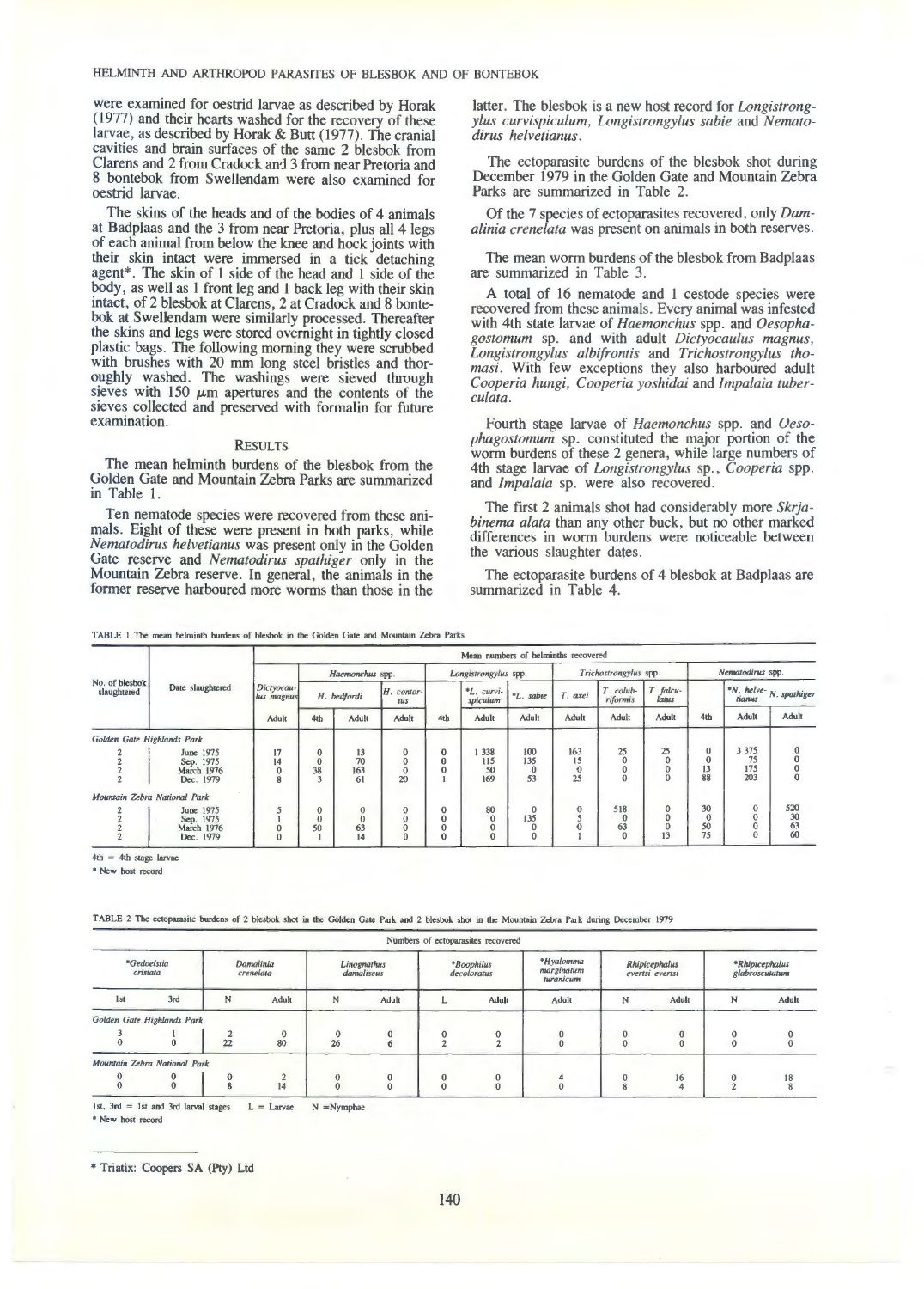were examined for oestrid larvae as described by Horak (1977) and their hearts washed for the recovery of these larvae, as described by Horak & Butt (1977). The cranial cavities and brain surfaces of the same 2 blesbok from Clarens and 2 from Cradock and 3 from near Pretoria and 8 bontebok from Swellendam were also examined for oestrid larvae.

The skins of the heads and of the bodies of 4 animals at Badplaas and the 3 from near Pretoria, plus all 4 legs of each animal from below the knee and hock joints with their skin intact were immersed in a tick detaching agent*. The skin of 1 side of the head and 1 side of the body, as well as 1 front leg and 1 back leg with their skin intact, of 2 blesbok at Clarens, 2 at Cradock and 8 bontebok at Swellendam were similarly processed. Thereafter the skins and legs were stored overnight in tightly closed plastic bags. The following morning they were scrubbed with brushes with 20 mm long steel bristles and thoroughly washed. The washings were sieved through sieves with 150 μm apertures and the contents of the sieves collected and preserved with formalin for future examination.

## RESULTS

The mean helminth burdens of the blesbok from the Golden Gate and Mountain Zebra Parks are summarized in Table 1.

Ten nematode species were recovered from these animals. Eight of these were present in both parks, while *Nematodirus helvetianus* was present only in the Golden Gate reserve and *Nematodirus spathiger* only in the Mountain Zebra reserve. In general, the animals in the former reserve harboured more worms than those in the latter. The blesbok is a new host record for *Longistrongylus curvispiculum*, *Longistrongylus sabie* and *Nematodirus helvetianus*.

The ectoparasite burdens of the blesbok shot during December 1979 in the Golden Gate and Mountain Zebra Parks are summarized in Table 2.

Of the 7 species of ectoparasites recovered, only *Damalinia crenelata* was present on animals in both reserves.

The mean worm burdens of the blesbok from Badplaas are summarized in Table 3.

A total of 16 nematode and 1 cestode species were recovered from these animals. Every animal was infested with 4th state larvae of *Haemonchus* spp. and *Oesophagostomum* sp. and with adult *Dictyocaulus magnus*, *Longistrongylus albifrontis* and *Trichostrongylus thomasi*. With few exceptions they also harboured adult *Cooperia hungi*, *Cooperia yoshidai* and *Impalaia tuberculata*.

Fourth stage larvae of *Haemonchus* spp. and *Oesophagostomum* sp. constituted the major portion of the worm burdens of these 2 genera, while large numbers of 4th stage larvae of *Longistrongylus* sp., *Cooperia* spp. and *Impalaia* sp. were also recovered.

The first 2 animals shot had considerably more *Skrjabinema alata* than any other buck, but no other marked differences in worm burdens were noticeable between the various slaughter dates.

The ectoparasite burdens of 4 blesbok at Badplaas are summarized in Table 4.

TABLE 1 The mean helminth burdens of blesbok in the Golden Gate and Mountain Zebra Parks

| No. of blesbok slaughtered | Date slaughtered | Mean numbers of helminths recovered | | | | | | | | | | | | | |
|---|---|---|---|---|---|---|---|---|---|---|---|---|---|---|---|
| | | *Dictyocaulus magnus* | *Haemonchus* spp. | | | *Longistrongylus* spp. | | | *Trichostrongylus* spp. | | | *Nematodirus* spp. | | |
| | | | *H. bedfordi* | | *H. contortus* | | *\*L. curvispiculum* | *\*L. sabie* | *T. axei* | *T. colubriformis* | *T. falculatus* | | *\*N. helvetianus* | *N. spathiger* |
| | | Adult | 4th | Adult | Adult | 4th | Adult | Adult | Adult | Adult | Adult | 4th | Adult | Adult |
| *Golden Gate Highlands Park* | | | | | | | | | | | | | | |
| 2 | June 1975 | 17 | 0 | 13 | 0 | 0 | 1 338 | 100 | 163 | 25 | 25 | 0 | 3 375 | 0 |
| 2 | Sep. 1975 | 14 | 0 | 70 | 0 | 0 | 115 | 135 | 15 | 0 | 0 | 0 | 75 | 0 |
| 2 | March 1976 | 0 | 38 | 163 | 0 | 0 | 50 | 0 | 0 | 0 | 0 | 13 | 175 | 0 |
| 2 | Dec. 1979 | 8 | 3 | 61 | 20 | 1 | 169 | 53 | 25 | 0 | 0 | 88 | 203 | 0 |
| *Mountain Zebra National Park* | | | | | | | | | | | | | | |
| 2 | June 1975 | 5 | 0 | 0 | 0 | 0 | 80 | 0 | 0 | 518 | 0 | 30 | 0 | 520 |
| 2 | Sep. 1975 | 1 | 0 | 0 | 0 | 0 | 0 | 135 | 5 | 0 | 0 | 0 | 0 | 30 |
| 2 | March 1976 | 0 | 50 | 63 | 0 | 0 | 0 | 0 | 0 | 63 | 0 | 50 | 0 | 63 |
| 2 | Dec. 1979 | 0 | 1 | 14 | 0 | 0 | 0 | 0 | 1 | 0 | 13 | 75 | 0 | 60 |

4th = 4th stage larvae

\* New host record

TABLE 2 The ectoparasite burdens of 2 blesbok shot in the Golden Gate Park and 2 blesbok shot in the Mountain Zebra Park during December 1979

| Numbers of ectoparasites recovered | | | | | | | | | | | | |
|---|---|---|---|---|---|---|---|---|---|---|---|---|
| *\*Gedoelstia cristata* | | *Damalinia crenelata* | | *Linognathus damaliscus* | | *\*Boophilus decoloratus* | | *\*Hyalomma marginatum turanicum* | *Rhipicephalus evertsi evertsi* | | *\*Rhipicephalus glabroscutatum* | |
| 1st | 3rd | N | Adult | N | Adult | L | Adult | Adult | N | Adult | N | Adult |
| *Golden Gate Highlands Park* | | | | | | | | | | | | |
| 3 | 1 | 2 | 0 | 0 | 0 | 0 | 0 | 0 | 0 | 0 | 0 | 0 |
| 0 | 0 | 22 | 80 | 26 | 6 | 2 | 2 | 0 | 0 | 0 | 0 | 0 |
| *Mountain Zebra National Park* | | | | | | | | | | | | |
| 0 | 0 | 0 | 2 | 0 | 0 | 0 | 0 | 4 | 0 | 16 | 0 | 18 |
| 0 | 0 | 8 | 14 | 0 | 0 | 0 | 0 | 0 | 8 | 4 | 2 | 8 |

1st, 3rd = 1st and 3rd larval stages L = Larvae N = Nymphae

\* New host record

\* Triatix: Coopers SA (Pty) Ltd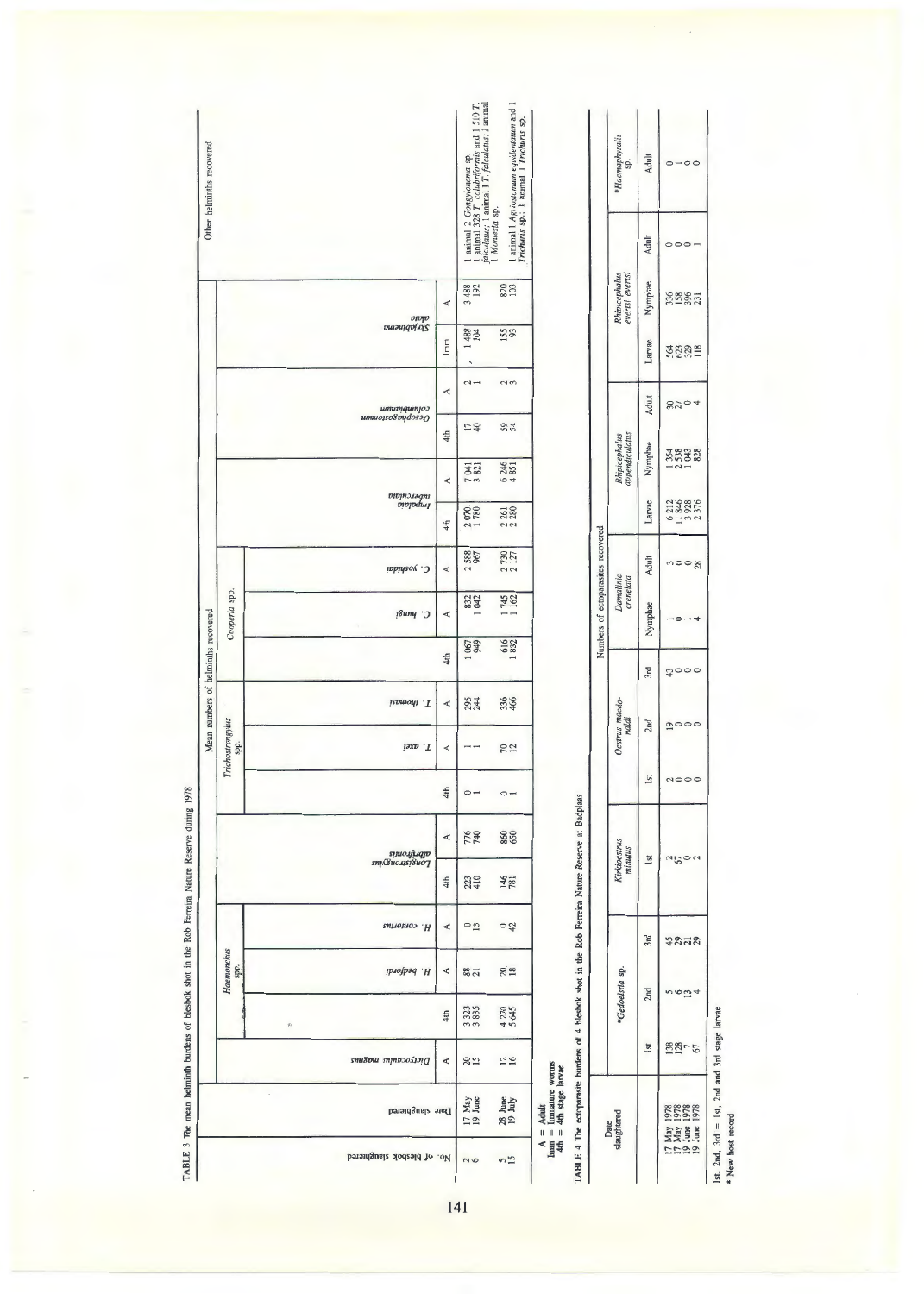TABLE 3 The mean helminth burdens of blesbok shot in the Rob Ferreira Nature Reserve during 1978

| No. of blesbok slaughtered | Date slaughtered | Mean numbers of helminths recovered | | | | | | | | | | | | | | | | | | Other helminths recovered |
|---|---|---|---|---|---|---|---|---|---|---|---|---|---|---|---|---|---|---|---|---|
| | | *Dictyocaulus magnus* | *Haemonchus* spp. | | | *Longistrongylus albifrontis* | | *Trichostrongylus* spp. | | | *Cooperia* spp. | | | *Impalaia tuberculata* | | *Oesophagostomum columbianum* | | *Skrjabinema alata* | | |
| | | | | *H. bedfordi* | *H. contortus* | | | | *T. axei* | *T. thomasi* | | *C. hungi* | *C. yoshidai* | | | | | | | |
| | | A | 4th | A | A | 4th | A | 4th | A | A | 4th | A | A | 4th | A | 4th | A | Imm | A | |
| 2 | 17 May | 20 | 3 323 | 88 | 0 | 223 | 776 | 0 | 1 | 295 | 1 067 | 832 | 2 588 | 2 070 | 7 041 | 17 | 2 | 1 489 | 3 488 | 1 animal 2 *Gongylonema* sp. |
| 6 | 19 June | 15 | 3 835 | 21 | 13 | 410 | 740 | 1 | 1 | 244 | 949 | 1 042 | 967 | 1 780 | 3 821 | 40 | 1 | 104 | 192 | 1 animal 328 *T. colubriformis* and 1 510 *T. falculatus*; 1 animal 1 *T. falculatus*; 1 animal 1 *Moniezia* sp. |
| 5 | 28 June | 12 | 4 270 | 20 | 0 | 146 | 860 | 0 | 70 | 336 | 616 | 1 745 | 2 730 | 2 261 | 6 246 | 59 | 2 | 155 | 820 | 1 animal 1 *Agriostomum equidentatum* and 1 *Trichuris* sp.; |
| 15 | 19 July | 16 | 5 645 | 18 | 42 | 781 | 650 | 1 | 12 | 466 | 1 832 | 1 162 | 2 127 | 2 280 | 4 851 | 54 | 3 | 93 | 103 | 1 animal 1 *Trichuris* sp. |

A = Adult
Imm = Immature worms
4th = 4th stage larvae

TABLE 4 The ectoparasite burdens of 4 blesbok shot in the Rob Ferreira Nature Reserve at Badplaas

| Date slaughtered | Numbers of ectoparasites recovered | | | | | | | | | | | | | | | |
|---|---|---|---|---|---|---|---|---|---|---|---|---|---|---|---|---|
| | *Gedoelstia sp. | | | *Kirkioestrus minutus* | *Oestrus macdonaldi* | | | *Damalinia crenelata* | | *Rhipicephalus appendiculatus* | | | *Rhipicephalus evertsi evertsi* | | | *Haemaphysalis sp. |
| | 1st | 2nd | 3rd | 1st | 1st | 2nd | 3rd | Nymphae | Adult | Larvae | Nymphae | Adult | Larvae | Nymphae | Adult | Adult |
| 17 May 1978 | 138 | 5 | 45 | 2 | 2 | 19 | 43 | 1 | 3 | 6 212 | 1 354 | 30 | 564 | 336 | 0 | 0 |
| 17 May 1978 | 128 | 6 | 29 | 67 | 0 | 0 | 0 | 0 | 0 | 11 846 | 2 538 | 27 | 623 | 158 | 0 | 1 |
| 19 June 1978 | 7 | 13 | 21 | 0 | 0 | 0 | 0 | 1 | 0 | 3 928 | 1 043 | 6 | 329 | 396 | 0 | 0 |
| 19 June 1978 | 67 | 4 | 29 | 2 | 0 | 0 | 0 | 4 | 28 | 2 376 | 828 | 4 | 118 | 231 | 1 | 0 |

1st, 2nd, 3rd = 1st, 2nd and 3rd stage larvae
* New host record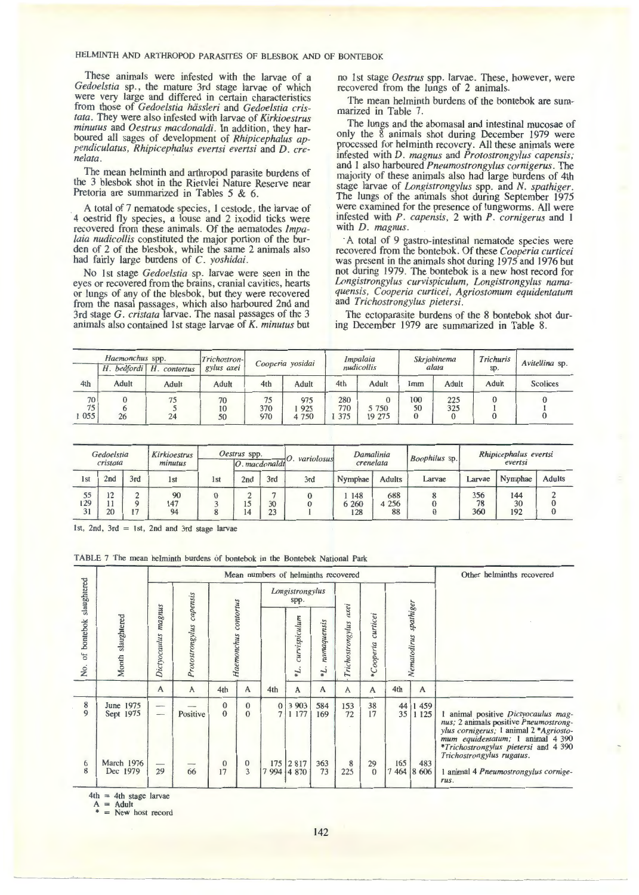These animals were infested with the larvae of a *Gedoelstia* sp., the mature 3rd stage larvae of which were very large and differed in certain characteristics from those of *Gedoelstia hässleri* and *Gedoelstia cristata*. They were also infested with larvae of *Kirkioestrus minutus* and *Oestrus macdonaldi*. In addition, they harboured all sages of development of *Rhipicephalus appendiculatus*, *Rhipicephalus evertsi evertsi* and *D. crenelata*.

The mean helminth and arthropod parasite burdens of the 3 blesbok shot in the Rietvlei Nature Reserve near Pretoria are summarized in Tables 5 & 6.

A total of 7 nematode species, 1 cestode, the larvae of 4 oestrid fly species, a louse and 2 ixodid ticks were recovered from these animals. Of the nematodes *Impalaia nudicollis* constituted the major portion of the burden of 2 of the blesbok, while the same 2 animals also had fairly large burdens of *C. yoshidai*.

No 1st stage *Gedoelstia* sp. larvae were seen in the eyes or recovered from the brains, cranial cavities, hearts or lungs of any of the blesbok, but they were recovered from the nasal passages, which also harboured 2nd and 3rd stage *G. cristata* larvae. The nasal passages of the 3 animals also contained 1st stage larvae of *K. minutus* but no 1st stage *Oestrus* spp. larvae. These, however, were recovered from the lungs of 2 animals.

The mean helminth burdens of the bontebok are summarized in Table 7.

The lungs and the abomasal and intestinal mucosae of only the 8 animals shot during December 1979 were processed for helminth recovery. All these animals were infested with *D. magnus* and *Protostrongylus capensis;* and 1 also harboured *Pneumostrongylus cornigerus*. The majority of these animals also had large burdens of 4th stage larvae of *Longistrongylus* spp. and *N. spathiger*. The lungs of the animals shot during September 1975 were examined for the presence of lungworms. All were infested with *P. capensis*, 2 with *P. cornigerus* and 1 with *D. magnus*.

A total of 9 gastro-intestinal nematode species were recovered from the bontebok. Of these *Cooperia curticei* was present in the animals shot during 1975 and 1976 but not during 1979. The bontebok is a new host record for *Longistrongylus curvispiculum, Longistrongylus namaquensis, Cooperia curticei, Agriostomum equidentatum* and *Trichostrongylus pietersi*.

The ectoparasite burdens of the 8 bontebok shot during December 1979 are summarized in Table 8.

| *Haemonchus* spp. | *H. bedfordi* | *H. contortus* | *Trichostrongylus axei* | *Cooperia yosidai* | | *Impalaia nudicollis* | | *Skrjabinema alata* | | *Trichuris* sp. | *Avitellina* sp. |
|---|---|---|---|---|---|---|---|---|---|---|---|
| 4th | Adult | Adult | Adult | 4th | Adult | 4th | Adult | Imm | Adult | Adult | Scolices |
| 70 | 0 | 75 | 70 | 75 | 975 | 280 | 0 | 100 | 225 | 0 | 0 |
| 75 | 6 | 5 | 10 | 370 | 1 925 | 770 | 5 750 | 50 | 325 | 1 | 1 |
| 1 055 | 26 | 24 | 50 | 970 | 4 750 | 1 375 | 19 275 | 0 | 0 | 0 | 0 |

| *Gedoelstia cristata* | | | *Kirkioestrus minutus* | *Oestrus* spp. | *O. macdonaldi* | | *O. variolosus* | *Damalinia crenelata* | | *Boophilus* sp. | *Rhipicephalus evertsi evertsi* | | |
|---|---|---|---|---|---|---|---|---|---|---|---|---|---|
| 1st | 2nd | 3rd | 1st | 1st | 2nd | 3rd | 3rd | Nymphae | Adults | Larvae | Larvae | Nymphae | Adults |
| 55 | 12 | 2 | 90 | 0 | 2 | 7 | 0 | 1 148 | 688 | 8 | 356 | 144 | 2 |
| 129 | 11 | 9 | 147 | 3 | 15 | 30 | 0 | 6 260 | 4 256 | 0 | 78 | 30 | 0 |
| 31 | 20 | 17 | 94 | 8 | 14 | 23 | 1 | 128 | 88 | 0 | 360 | 192 | 0 |

1st, 2nd, 3rd = 1st, 2nd and 3rd stage larvae

TABLE 7 The mean helminth burdens of bontebok in the Bontebok National Park

| No. of bontebok slaughtered | Month slaughtered | Mean numbers of helminths recovered: *Dictyocaulus magnus* | *Protostrongylus capensis* | *Haemonchus contortus* | | *Longistrongylus* spp. | *\*L. curvispiculum* | *\*L. namaquensis* | *Trichostrongylus axei* | *\*Cooperia curticei* | *Nematodirus spathiger* | | Other helminths recovered |
|---|---|---|---|---|---|---|---|---|---|---|---|---|---|
| | | A | A | 4th | A | 4th | A | A | A | A | 4th | A | |
| 8 | June 1975 | — | — | 0 | 0 | 0 | 3 903 | 584 | 153 | 38 | 44 | 1 459 | |
| 9 | Sept 1975 | — | Positive | 0 | 0 | 7 | 1 177 | 169 | 72 | 17 | 35 | 1 125 | 1 animal positive *Dictyocaulus magnus;* 2 animals positive *Pneumostrongylus cornigerus;* 1 animal 2 *\*Agriostomum equidentatum;* 1 animal 4 390 *\*Trichostrongylus pietersi* and 4 390 *Trichostrongylus rugatus*. |
| 6 | March 1976 | — | — | 0 | 0 | 175 | 2 817 | 363 | 8 | 29 | 165 | 483 | |
| 8 | Dec 1979 | 29 | 66 | 17 | 3 | 7 994 | 4 870 | 73 | 225 | 0 | 7 464 | 8 606 | 1 animal 4 *Pneumostrongylus cornigerus*. |

4th = 4th stage larvae
A = Adult
\* = New host record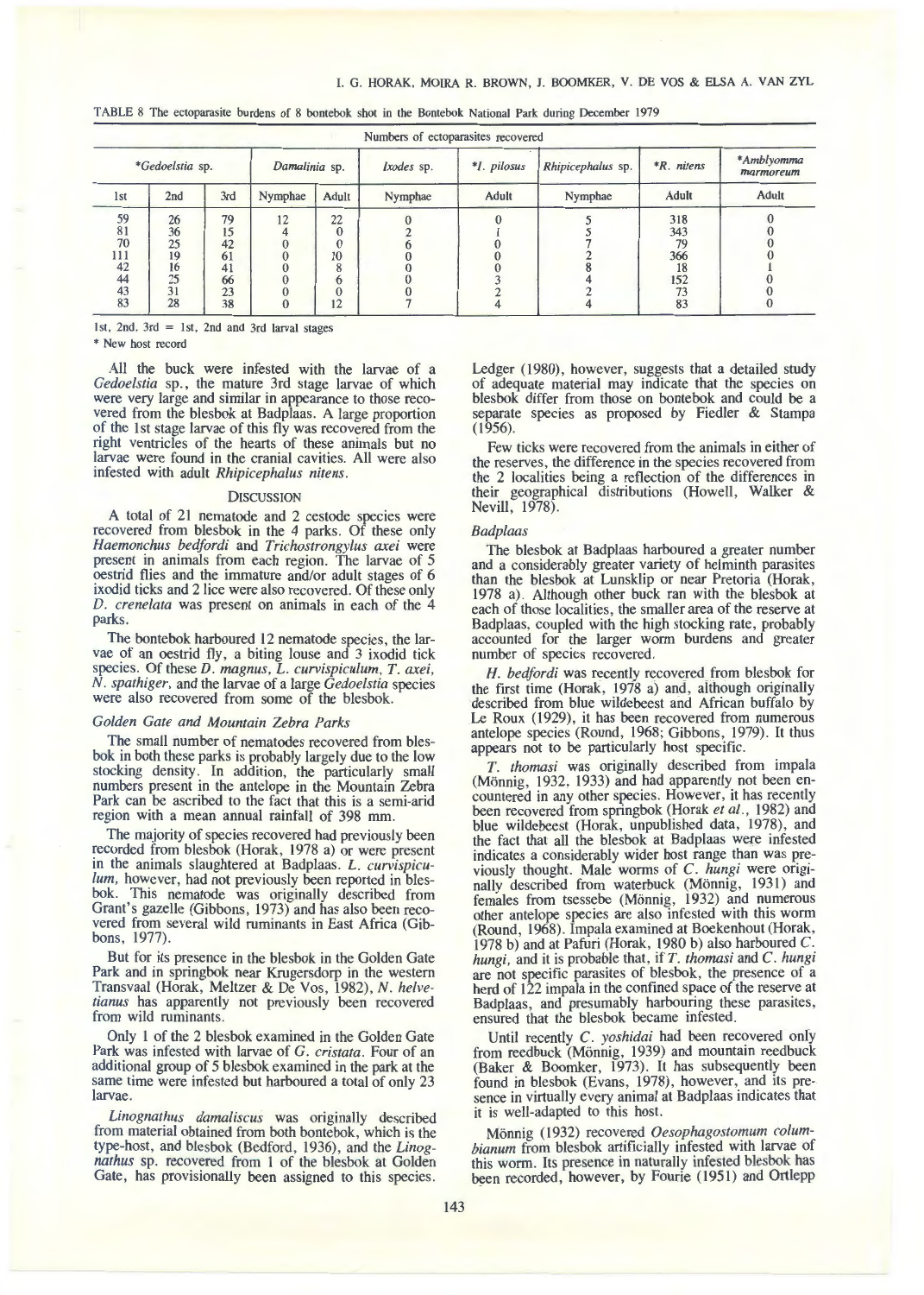TABLE 8 The ectoparasite burdens of 8 bontebok shot in the Bontebok National Park during December 1979

| Numbers of ectoparasites recovered | | | | | | | | | | |
|---|---|---|---|---|---|---|---|---|---|---|
| *Gedoelstia sp. | | | Damalinia sp. | | Ixodes sp. | *I. pilosus | Rhipicephalus sp. | *R. nitens | *Amblyomma marmoreum |
| 1st | 2nd | 3rd | Nymphae | Adult | Nymphae | Adult | Nymphae | Adult | Adult |
| 59 | 26 | 79 | 12 | 22 | 0 | 0 | 5 | 318 | 0 |
| 81 | 36 | 15 | 4 | 0 | 2 | 1 | 5 | 343 | 0 |
| 70 | 25 | 42 | 0 | 0 | 6 | 0 | 7 | 79 | 0 |
| 111 | 19 | 61 | 0 | 10 | 0 | 0 | 2 | 366 | 0 |
| 42 | 16 | 41 | 0 | 8 | 0 | 0 | 8 | 18 | 1 |
| 44 | 25 | 66 | 0 | 6 | 0 | 3 | 4 | 152 | 0 |
| 43 | 31 | 23 | 0 | 0 | 0 | 2 | 2 | 73 | 0 |
| 83 | 28 | 38 | 0 | 12 | 7 | 4 | 4 | 83 | 0 |

1st, 2nd, 3rd = 1st, 2nd and 3rd larval stages

\* New host record

All the buck were infested with the larvae of a *Gedoelstia* sp., the mature 3rd stage larvae of which were very large and similar in appearance to those recovered from the blesbok at Badplaas. A large proportion of the 1st stage larvae of this fly was recovered from the right ventricles of the hearts of these animals but no larvae were found in the cranial cavities. All were also infested with adult *Rhipicephalus nitens*.

## Discussion

A total of 21 nematode and 2 cestode species were recovered from blesbok in the 4 parks. Of these only *Haemonchus bedfordi* and *Trichostrongylus axei* were present in animals from each region. The larvae of 5 oestrid flies and the immature and/or adult stages of 6 ixodid ticks and 2 lice were also recovered. Of these only *D. crenelata* was present on animals in each of the 4 parks.

The bontebok harboured 12 nematode species, the larvae of an oestrid fly, a biting louse and 3 ixodid tick species. Of these *D. magnus, L. curvispiculum, T. axei, N. spathiger*, and the larvae of a large *Gedoelstia* species were also recovered from some of the blesbok.

### *Golden Gate and Mountain Zebra Parks*

The small number of nematodes recovered from blesbok in both these parks is probably largely due to the low stocking density. In addition, the particularly small numbers present in the antelope in the Mountain Zebra Park can be ascribed to the fact that this is a semi-arid region with a mean annual rainfall of 398 mm.

The majority of species recovered had previously been recorded from blesbok (Horak, 1978 a) or were present in the animals slaughtered at Badplaas. *L. curvispiculum*, however, had not previously been reported in blesbok. This nematode was originally described from Grant's gazelle (Gibbons, 1973) and has also been recovered from several wild ruminants in East Africa (Gibbons, 1977).

But for its presence in the blesbok in the Golden Gate Park and in springbok near Krugersdorp in the western Transvaal (Horak, Meltzer & De Vos, 1982), *N. helvetianus* has apparently not previously been recovered from wild ruminants.

Only 1 of the 2 blesbok examined in the Golden Gate Park was infested with larvae of *G. cristata*. Four of an additional group of 5 blesbok examined in the park at the same time were infested but harboured a total of only 23 larvae.

*Linognathus damaliscus* was originally described from material obtained from both bontebok, which is the type-host, and blesbok (Bedford, 1936), and the *Linognathus* sp. recovered from 1 of the blesbok at Golden Gate, has provisionally been assigned to this species.

Ledger (1980), however, suggests that a detailed study of adequate material may indicate that the species on blesbok differ from those on bontebok and could be a separate species as proposed by Fiedler & Stampa (1956).

Few ticks were recovered from the animals in either of the reserves, the difference in the species recovered from the 2 localities being a reflection of the differences in their geographical distributions (Howell, Walker & Nevill, 1978).

### *Badplaas*

The blesbok at Badplaas harboured a greater number and a considerably greater variety of helminth parasites than the blesbok at Lunsklip or near Pretoria (Horak, 1978 a). Although other buck ran with the blesbok at each of those localities, the smaller area of the reserve at Badplaas, coupled with the high stocking rate, probably accounted for the larger worm burdens and greater number of species recovered.

*H. bedfordi* was recently recovered from blesbok for the first time (Horak, 1978 a) and, although originally described from blue wildebeest and African buffalo by Le Roux (1929), it has been recovered from numerous antelope species (Round, 1968; Gibbons, 1979). It thus appears not to be particularly host specific.

*T. thomasi* was originally described from impala (Mönnig, 1932, 1933) and had apparently not been encountered in any other species. However, it has recently been recovered from springbok (Horak *et al.*, 1982) and blue wildebeest (Horak, unpublished data, 1978), and the fact that all the blesbok at Badplaas were infested indicates a considerably wider host range than was previously thought. Male worms of *C. hungi* were originally described from waterbuck (Mönnig, 1931) and females from tsessebe (Mönnig, 1932) and numerous other antelope species are also infested with this worm (Round, 1968). Impala examined at Boekenhout (Horak, 1978 b) and at Pafuri (Horak, 1980 b) also harboured *C. hungi*, and it is probable that, if *T. thomasi* and *C. hungi* are not specific parasites of blesbok, the presence of a herd of 122 impala in the confined space of the reserve at Badplaas, and presumably harbouring these parasites, ensured that the blesbok became infested.

Until recently *C. yoshidai* had been recovered only from reedbuck (Mönnig, 1939) and mountain reedbuck (Baker & Boomker, 1973). It has subsequently been found in blesbok (Evans, 1978), however, and its presence in virtually every animal at Badplaas indicates that it is well-adapted to this host.

Mönnig (1932) recovered *Oesophagostomum columbianum* from blesbok artificially infested with larvae of this worm. Its presence in naturally infested blesbok has been recorded, however, by Fourie (1951) and Ortlepp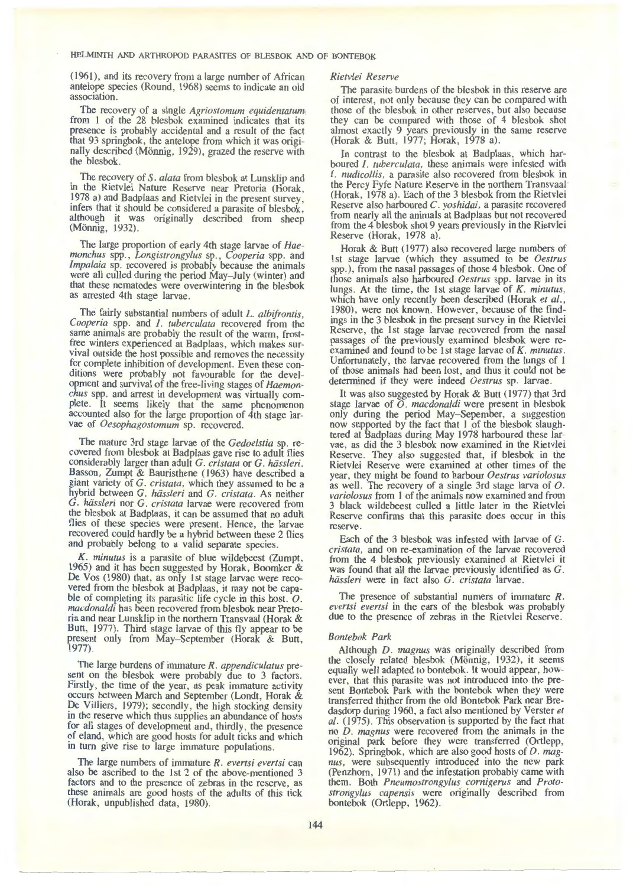(1961), and its recovery from a large number of African antelope species (Round, 1968) seems to indicate an old association.

The recovery of a single *Agriostomum equidentatum* from 1 of the 28 blesbok examined indicates that its presence is probably accidental and a result of the fact that 93 springbok, the antelope from which it was originally described (Mönnig, 1929), grazed the reserve with the blesbok.

The recovery of *S. alata* from blesbok at Lunsklip and in the Rietvlei Nature Reserve near Pretoria (Horak, 1978 a) and Badplaas and Rietvlei in the present survey, infers that it should be considered a parasite of blesbok, although it was originally described from sheep (Mönnig, 1932).

The large proportion of early 4th stage larvae of *Haemonchus* spp., *Longistrongylus* sp., *Cooperia* spp. and *Impalaia* sp. recovered is probably because the animals were all culled during the period May–July (winter) and that these nematodes were overwintering in the blesbok as arrested 4th stage larvae.

The fairly substantial numbers of adult *L. albifrontis*, *Cooperia* spp. and *I. tuberculata* recovered from the same animals are probably the result of the warm, frost-free winters experienced at Badplaas, which makes survival outside the host possible and removes the necessity for complete inhibition of development. Even these conditions were probably not favourable for the development and survival of the free-living stages of *Haemonchus* spp. and arrest in development was virtually complete. It seems likely that the same phenomenon accounted also for the large proportion of 4th stage larvae of *Oesophagostomum* sp. recovered.

The mature 3rd stage larvae of the *Gedoelstia* sp. recovered from blesbok at Badplaas gave rise to adult flies considerably larger than adult *G. cristata* or *G. hässleri*. Basson, Zumpt & Bauristhene (1963) have described a giant variety of *G. cristata*, which they assumed to be a hybrid between *G. hässleri* and *G. cristata*. As neither *G. hässleri* nor *G. cristata* larvae were recovered from the blesbok at Badplaas, it can be assumed that no adult flies of these species were present. Hence, the larvae recovered could hardly be a hybrid between these 2 flies and probably belong to a valid separate species.

*K. minutus* is a parasite of blue wildebeest (Zumpt, 1965) and it has been suggested by Horak, Boomker & De Vos (1980) that, as only 1st stage larvae were recovered from the blesbok at Badplaas, it may not be capable of completing its parasitic life cycle in this host. *O. macdonaldi* has been recovered from blesbok near Pretoria and near Lunsklip in the northern Transvaal (Horak & Butt, 1977). Third stage larvae of this fly appear to be present only from May–September (Horak & Butt, 1977).

The large burdens of immature *R. appendiculatus* present on the blesbok were probably due to 3 factors. Firstly, the time of the year, as peak immature activity occurs between March and September (Londt, Horak & De Villiers, 1979); secondly, the high stocking density in the reserve which thus supplies an abundance of hosts for all stages of development and, thirdly, the presence of eland, which are good hosts for adult ticks and which in turn give rise to large immature populations.

The large numbers of immature *R. evertsi evertsi* can also be ascribed to the 1st 2 of the above-mentioned 3 factors and to the presence of zebras in the reserve, as these animals are good hosts of the adults of this tick (Horak, unpublished data, 1980).

### *Rietvlei Reserve*

The parasite burdens of the blesbok in this reserve are of interest, not only because they can be compared with those of the blesbok in other reserves, but also because they can be compared with those of 4 blesbok shot almost exactly 9 years previously in the same reserve (Horak & Butt, 1977; Horak, 1978 a).

In contrast to the blesbok at Badplaas, which harboured *I. tuberculata*, these animals were infested with *I. nudicollis*, a parasite also recovered from blesbok in the Percy Fyfe Nature Reserve in the northern Transvaal (Horak, 1978 a). Each of the 3 blesbok from the Rietvlei Reserve also harboured *C. yoshidai*, a parasite recovered from nearly all the animals at Badplaas but not recovered from the 4 blesbok shot 9 years previously in the Rietvlei Reserve (Horak, 1978 a).

Horak & Butt (1977) also recovered large numbers of 1st stage larvae (which they assumed to be *Oestrus* spp.), from the nasal passages of those 4 blesbok. One of those animals also harboured *Oestrus* spp. larvae in its lungs. At the time, the 1st stage larvae of *K. minutus*, which have only recently been described (Horak *et al.*, 1980), were not known. However, because of the findings in the 3 blesbok in the present survey in the Rietvlei Reserve, the 1st stage larvae recovered from the nasal passages of the previously examined blesbok were re-examined and found to be 1st stage larvae of *K. minutus*. Unfortunately, the larvae recovered from the lungs of 1 of those animals had been lost, and thus it could not be determined if they were indeed *Oestrus* sp. larvae.

It was also suggested by Horak & Butt (1977) that 3rd stage larvae of *O. macdonaldi* were present in blesbok only during the period May–Sepember, a suggestion now supported by the fact that 1 of the blesbok slaughtered at Badplaas during May 1978 harboured these larvae, as did the 3 blesbok now examined in the Rietvlei Reserve. They also suggested that, if blesbok in the Rietvlei Reserve were examined at other times of the year, they might be found to harbour *Oestrus variolosus* as well. The recovery of a single 3rd stage larva of *O. variolosus* from 1 of the animals now examined and from 3 black wildebeest culled a little later in the Rietvlei Reserve confirms that this parasite does occur in this reserve.

Each of the 3 blesbok was infested with larvae of *G. cristata*, and on re-examination of the larvae recovered from the 4 blesbok previously examined at Rietvlei it was found that all the larvae previously identified as *G. hässleri* were in fact also *G. cristata* larvae.

The presence of substantial numers of immature *R. evertsi evertsi* in the ears of the blesbok was probably due to the presence of zebras in the Rietvlei Reserve.

### *Bontebok Park*

Although *D. magnus* was originally described from the closely related blesbok (Mönnig, 1932), it seems equally well adapted to bontebok. It would appear, however, that this parasite was not introduced into the present Bontebok Park with the bontebok when they were transferred thither from the old Bontebok Park near Bredasdorp during 1960, a fact also mentioned by Verster *et al.* (1975). This observation is supported by the fact that no *D. magnus* were recovered from the animals in the original park before they were transferred (Ortlepp, 1962). Springbok, which are also good hosts of *D. magnus*, were subsequently introduced into the new park (Penzhorn, 1971) and the infestation probably came with them. Both *Pneumostrongylus cornigerus* and *Protostrongylus capensis* were originally described from bontebok (Ortlepp, 1962).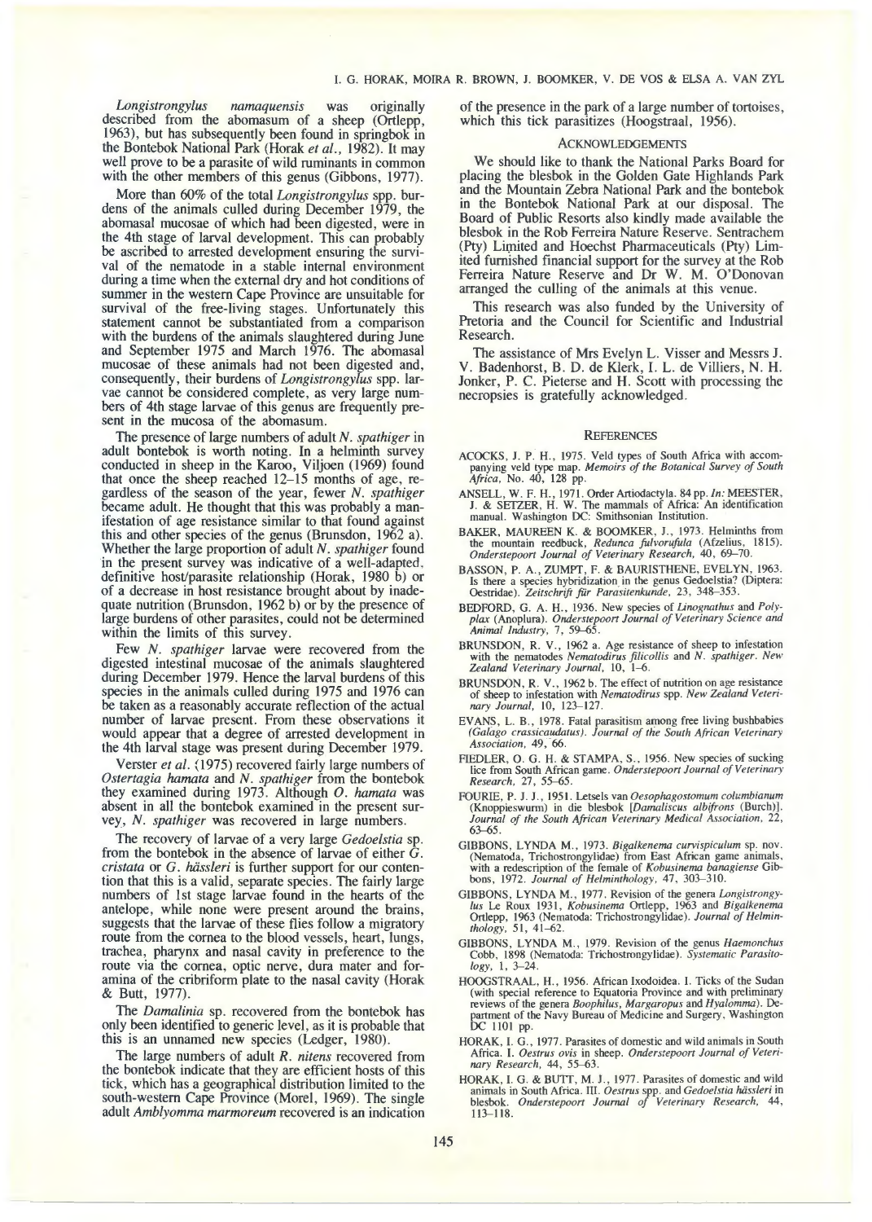*Longistrongylus namaquensis* was originally described from the abomasum of a sheep (Ortlepp, 1963), but has subsequently been found in springbok in the Bontebok National Park (Horak *et al.*, 1982). It may well prove to be a parasite of wild ruminants in common with the other members of this genus (Gibbons, 1977).

More than 60% of the total *Longistrongylus* spp. burdens of the animals culled during December 1979, the abomasal mucosae of which had been digested, were in the 4th stage of larval development. This can probably be ascribed to arrested development ensuring the survival of the nematode in a stable internal environment during a time when the external dry and hot conditions of summer in the western Cape Province are unsuitable for survival of the free-living stages. Unfortunately this statement cannot be substantiated from a comparison with the burdens of the animals slaughtered during June and September 1975 and March 1976. The abomasal mucosae of these animals had not been digested and, consequently, their burdens of *Longistrongylus* spp. larvae cannot be considered complete, as very large numbers of 4th stage larvae of this genus are frequently present in the mucosa of the abomasum.

The presence of large numbers of adult *N. spathiger* in adult bontebok is worth noting. In a helminth survey conducted in sheep in the Karoo, Viljoen (1969) found that once the sheep reached 12–15 months of age, regardless of the season of the year, fewer *N. spathiger* became adult. He thought that this was probably a manifestation of age resistance similar to that found against this and other species of the genus (Brunsdon, 1962 a). Whether the large proportion of adult *N. spathiger* found in the present survey was indicative of a well-adapted, definitive host/parasite relationship (Horak, 1980 b) or of a decrease in host resistance brought about by inadequate nutrition (Brunsdon, 1962 b) or by the presence of large burdens of other parasites, could not be determined within the limits of this survey.

Few *N. spathiger* larvae were recovered from the digested intestinal mucosae of the animals slaughtered during December 1979. Hence the larval burdens of this species in the animals culled during 1975 and 1976 can be taken as a reasonably accurate reflection of the actual number of larvae present. From these observations it would appear that a degree of arrested development in the 4th larval stage was present during December 1979.

Verster *et al.* (1975) recovered fairly large numbers of *Ostertagia hamata* and *N. spathiger* from the bontebok they examined during 1973. Although *O. hamata* was absent in all the bontebok examined in the present survey, *N. spathiger* was recovered in large numbers.

The recovery of larvae of a very large *Gedoelstia* sp. from the bontebok in the absence of larvae of either *G. cristata* or *G. hässleri* is further support for our contention that this is a valid, separate species. The fairly large numbers of 1st stage larvae found in the hearts of the antelope, while none were present around the brains, suggests that the larvae of these flies follow a migratory route from the cornea to the blood vessels, heart, lungs, trachea, pharynx and nasal cavity in preference to the route via the cornea, optic nerve, dura mater and foramina of the cribriform plate to the nasal cavity (Horak & Butt, 1977).

The *Damalinia* sp. recovered from the bontebok has only been identified to generic level, as it is probable that this is an unnamed new species (Ledger, 1980).

The large numbers of adult *R. nitens* recovered from the bontebok indicate that they are efficient hosts of this tick, which has a geographical distribution limited to the south-western Cape Province (Morel, 1969). The single adult *Amblyomma marmoreum* recovered is an indication of the presence in the park of a large number of tortoises, which this tick parasitizes (Hoogstraal, 1956).

## ACKNOWLEDGEMENTS

We should like to thank the National Parks Board for placing the blesbok in the Golden Gate Highlands Park and the Mountain Zebra National Park and the bontebok in the Bontebok National Park at our disposal. The Board of Public Resorts also kindly made available the blesbok in the Rob Ferreira Nature Reserve. Sentrachem (Pty) Limited and Hoechst Pharmaceuticals (Pty) Limited furnished financial support for the survey at the Rob Ferreira Nature Reserve and Dr W. M. O'Donovan arranged the culling of the animals at this venue.

This research was also funded by the University of Pretoria and the Council for Scientific and Industrial Research.

The assistance of Mrs Evelyn L. Visser and Messrs J. V. Badenhorst, B. D. de Klerk, I. L. de Villiers, N. H. Jonker, P. C. Pieterse and H. Scott with processing the necropsies is gratefully acknowledged.

## REFERENCES

ACOCKS, J. P. H., 1975. Veld types of South Africa with accompanying veld type map. *Memoirs of the Botanical Survey of South Africa*, No. 40, 128 pp.

ANSELL, W. F. H., 1971. Order Artiodactyla. 84 pp. *In:* MEESTER, J. & SETZER, H. W. The mammals of Africa: An identification manual. Washington DC: Smithsonian Institution.

BAKER, MAUREEN K. & BOOMKER, J., 1973. Helminths from the mountain reedbuck, *Redunca fulvorufula* (Afzelius, 1815). *Onderstepoort Journal of Veterinary Research*, 40, 69–70.

BASSON, P. A., ZUMPT, F. & BAURISTHENE, EVELYN, 1963. Is there a species hybridization in the genus Gedoelstia? (Diptera: Oestridae). *Zeitschrift für Parasitenkunde*, 23, 348–353.

BEDFORD, G. A. H., 1936. New species of *Linognathus* and *Polyplax* (Anoplura). *Onderstepoort Journal of Veterinary Science and Animal Industry*, 7, 59–65.

BRUNSDON, R. V., 1962 a. Age resistance of sheep to infestation with the nematodes *Nematodirus filicollis* and *N. spathiger*. *New Zealand Veterinary Journal*, 10, 1–6.

BRUNSDON, R. V., 1962 b. The effect of nutrition on age resistance of sheep to infestation with *Nematodirus* spp. *New Zealand Veterinary Journal*, 10, 123–127.

EVANS, L. B., 1978. Fatal parasitism among free living bushbabies *(Galago crassicaudatus)*. *Journal of the South African Veterinary Association*, 49, 66.

FIEDLER, O. G. H. & STAMPA, S., 1956. New species of sucking lice from South African game. *Onderstepoort Journal of Veterinary Research*, 27, 55–65.

FOURIE, P. J. J., 1951. Letsels van *Oesophagostomum columbianum* (Knoppieswurm) in die blesbok [*Damaliscus albifrons* (Burch)]. *Journal of the South African Veterinary Medical Association*, 22, 63–65.

GIBBONS, LYNDA M., 1973. *Bigalkenema curvispiculum* sp. nov. (Nematoda, Trichostrongylidae) from East African game animals, with a redescription of the female of *Kobusinema banagiense* Gibbons, 1972. *Journal of Helminthology*, 47, 303–310.

GIBBONS, LYNDA M., 1977. Revision of the genera *Longistrongylus* Le Roux 1931, *Kobusinema* Ortlepp, 1963 and *Bigalkenema* Ortlepp, 1963 (Nematoda: Trichostrongylidae). *Journal of Helminthology*, 51, 41–62.

GIBBONS, LYNDA M., 1979. Revision of the genus *Haemonchus* Cobb, 1898 (Nematoda: Trichostrongylidae). *Systematic Parasitology*, 1, 3–24.

HOOGSTRAAL, H., 1956. African Ixodoidea. I. Ticks of the Sudan (with special reference to Equatoria Province and with preliminary reviews of the genera *Boophilus*, *Margaropus* and *Hyalomma*). Department of the Navy Bureau of Medicine and Surgery, Washington DC 1101 pp.

HORAK, I. G., 1977. Parasites of domestic and wild animals in South Africa. I. *Oestrus ovis* in sheep. *Onderstepoort Journal of Veterinary Research*, 44, 55–63.

HORAK, I. G. & BUTT, M. J., 1977. Parasites of domestic and wild animals in South Africa. III. *Oestrus* spp. and *Gedoelstia hässleri* in blesbok. *Onderstepoort Journal of Veterinary Research*, 44, 113–118.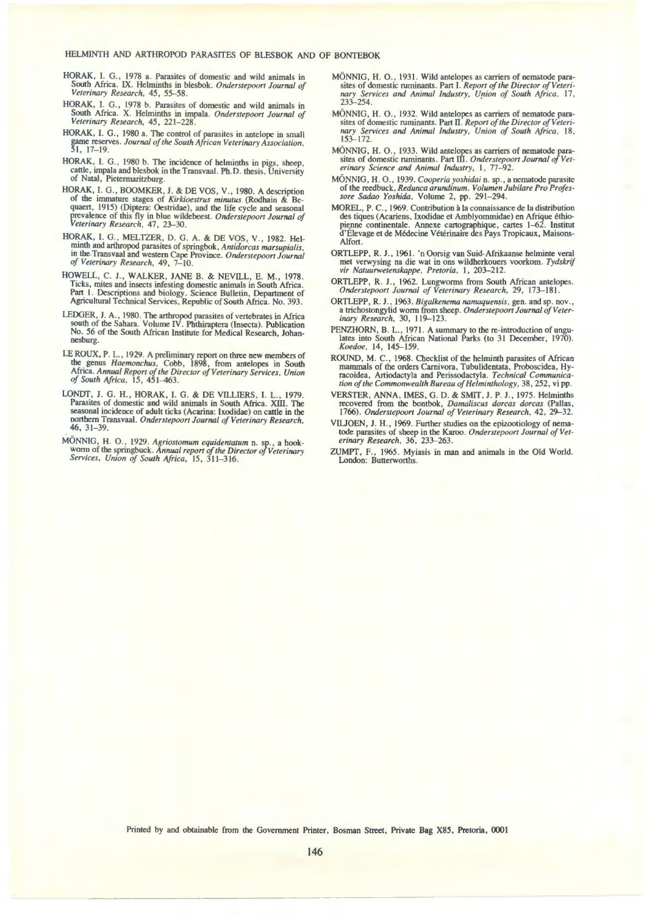HORAK, I. G., 1978 a. Parasites of domestic and wild animals in South Africa. IX. Helminths in blesbok. *Onderstepoort Journal of Veterinary Research*, 45, 55–58.

HORAK, I. G., 1978 b. Parasites of domestic and wild animals in South Africa. X. Helminths in impala. *Onderstepoort Journal of Veterinary Research*, 45, 221–228.

HORAK, I. G., 1980 a. The control of parasites in antelope in small game reserves. *Journal of the South African Veterinary Association*, 51, 17–19.

HORAK, I. G., 1980 b. The incidence of helminths in pigs, sheep, cattle, impala and blesbok in the Transvaal. Ph.D. thesis, University of Natal, Pietermaritzburg.

HORAK, I. G., BOOMKER, J. & DE VOS, V., 1980. A description of the immature stages of *Kirkioestrus minutus* (Rodhain & Bequaert, 1915) (Diptera: Oestridae), and the life cycle and seasonal prevalence of this fly in blue wildebeest. *Onderstepoort Journal of Veterinary Research*, 47, 23–30.

HORAK, I. G., MELTZER, D. G. A. & DE VOS, V., 1982. Helminth and arthropod parasites of springbok, *Antidorcas marsupialis*, in the Transvaal and western Cape Province. *Onderstepoort Journal of Veterinary Research*, 49, 7–10.

HOWELL, C. J., WALKER, JANE B. & NEVILL, E. M., 1978. Ticks, mites and insects infesting domestic animals in South Africa. Part 1. Descriptions and biology. Science Bulletin, Department of Agricultural Technical Services, Republic of South Africa. No. 393.

LEDGER, J. A., 1980. The arthropod parasites of vertebrates in Africa south of the Sahara. Volume IV. Phthiraptera (Insecta). Publication No. 56 of the South African Institute for Medical Research, Johannesburg.

LE ROUX, P. L., 1929. A preliminary report on three new members of the genus *Haemonchus*, Cobb, 1898, from antelopes in South Africa. *Annual Report of the Director of Veterinary Services, Union of South Africa*, 15, 451–463.

LONDT, J. G. H., HORAK, I. G. & DE VILLIERS, I. L., 1979. Parasites of domestic and wild animals in South Africa. XIII. The seasonal incidence of adult ticks (Acarina: Ixodidae) on cattle in the northern Transvaal. *Onderstepoort Journal of Veterinary Research*, 46, 31–39.

MÖNNIG, H. O., 1929. *Agriostomum equidentatum* n. sp., a hookworm of the springbuck. *Annual report of the Director of Veterinary Services, Union of South Africa*, 15, 311–316.

MÖNNIG, H. O., 1931. Wild antelopes as carriers of nematode parasites of domestic ruminants. Part I. *Report of the Director of Veterinary Services and Animal Industry, Union of South Africa*, 17, 233–254.

MÖNNIG, H. O., 1932. Wild antelopes as carriers of nematode parasites of domestic ruminants. Part II. *Report of the Director of Veterinary Services and Animal Industry, Union of South Africa*, 18, 153–172.

MÖNNIG, H. O., 1933. Wild antelopes as carriers of nematode parasites of domestic ruminants. Part III. *Onderstepoort Journal of Veterinary Science and Animal Industry*, 1, 77–92.

MÖNNIG, H. O., 1939. *Cooperia yoshidai* n. sp., a nematode parasite of the reedbuck, *Redunca arundinum*. *Volumen Jubilare Pro Professore Sadao Yoshida*, Volume 2, pp. 291–294.

MOREL, P. C., 1969. Contribution à la connaissance de la distribution des tiques (Acariens, Ixodidae et Amblyommidae) en Afrique éthiopienne continentale. Annexe cartographique, cartes 1–62. Institut d'Élevage et de Médecine Vétérinaire des Pays Tropicaux, Maisons-Alfort.

ORTLEPP, R. J., 1961. 'n Oorsig van Suid-Afrikaanse helminte veral met verwysing na die wat in ons wildherkouers voorkom. *Tydskrif vir Natuurwetenskappe, Pretoria*, 1, 203–212.

ORTLEPP, R. J., 1962. Lungworms from South African antelopes. *Onderstepoort Journal of Veterinary Research*, 29, 173–181.

ORTLEPP, R. J., 1963. *Bigalkenema namaquensis*, gen. and sp. nov., a trichostongylid worm from sheep. *Onderstepoort Journal of Veterinary Research*, 30, 119–123.

PENZHORN, B. L., 1971. A summary to the re-introduction of ungulates into South African National Parks (to 31 December, 1970). *Koedoe*, 14, 145–159.

ROUND, M. C., 1968. Checklist of the helminth parasites of African mammals of the orders Carnivora, Tubulidentata, Proboscidea, Hyracoidea, Artiodactyla and Perissodactyla. *Technical Communication of the Commonwealth Bureau of Helminthology*, 38, 252, vi pp.

VERSTER, ANNA, IMES, G. D. & SMIT, J. P. J., 1975. Helminths recovered from the bontbok, *Damaliscus dorcas dorcas* (Pallas, 1766). *Onderstepoort Journal of Veterinary Research*, 42, 29–32.

VILJOEN, J. H., 1969. Further studies on the epizootiology of nematode parasites of sheep in the Karoo. *Onderstepoort Journal of Veterinary Research*, 36, 233–263.

ZUMPT, F., 1965. Myiasis in man and animals in the Old World. London: Butterworths.

Printed by and obtainable from the Government Printer, Bosman Street, Private Bag X85, Pretoria, 0001